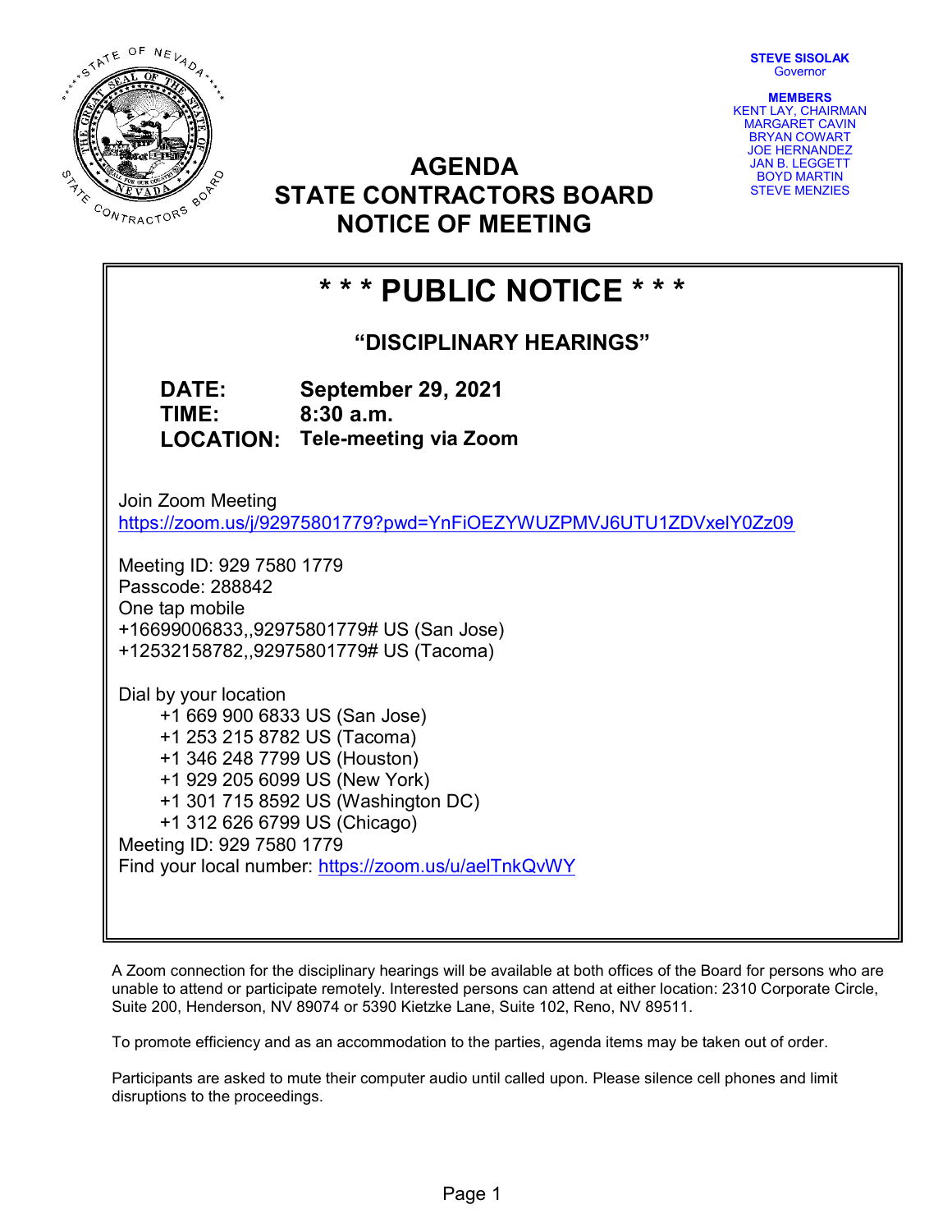**STEVE SISOLAK**
Governor

**MEMBERS**
KENT LAY, CHAIRMAN
MARGARET CAVIN
BRYAN COWART
JOE HERNANDEZ
JAN B. LEGGETT
BOYD MARTIN
STEVE MENZIES

# AGENDA
# STATE CONTRACTORS BOARD
# NOTICE OF MEETING

## * * * PUBLIC NOTICE * * *

### "DISCIPLINARY HEARINGS"

**DATE:** September 29, 2021
**TIME:** 8:30 a.m.
**LOCATION:** Tele-meeting via Zoom

Join Zoom Meeting
https://zoom.us/j/92975801779?pwd=YnFiOEZYWUZPMVJ6UTU1ZDVxelY0Zz09

Meeting ID: 929 7580 1779
Passcode: 288842
One tap mobile
+16699006833,,92975801779# US (San Jose)
+12532158782,,92975801779# US (Tacoma)

Dial by your location
+1 669 900 6833 US (San Jose)
+1 253 215 8782 US (Tacoma)
+1 346 248 7799 US (Houston)
+1 929 205 6099 US (New York)
+1 301 715 8592 US (Washington DC)
+1 312 626 6799 US (Chicago)
Meeting ID: 929 7580 1779
Find your local number: https://zoom.us/u/aelTnkQvWY

A Zoom connection for the disciplinary hearings will be available at both offices of the Board for persons who are unable to attend or participate remotely. Interested persons can attend at either location: 2310 Corporate Circle, Suite 200, Henderson, NV 89074 or 5390 Kietzke Lane, Suite 102, Reno, NV 89511.

To promote efficiency and as an accommodation to the parties, agenda items may be taken out of order.

Participants are asked to mute their computer audio until called upon. Please silence cell phones and limit disruptions to the proceedings.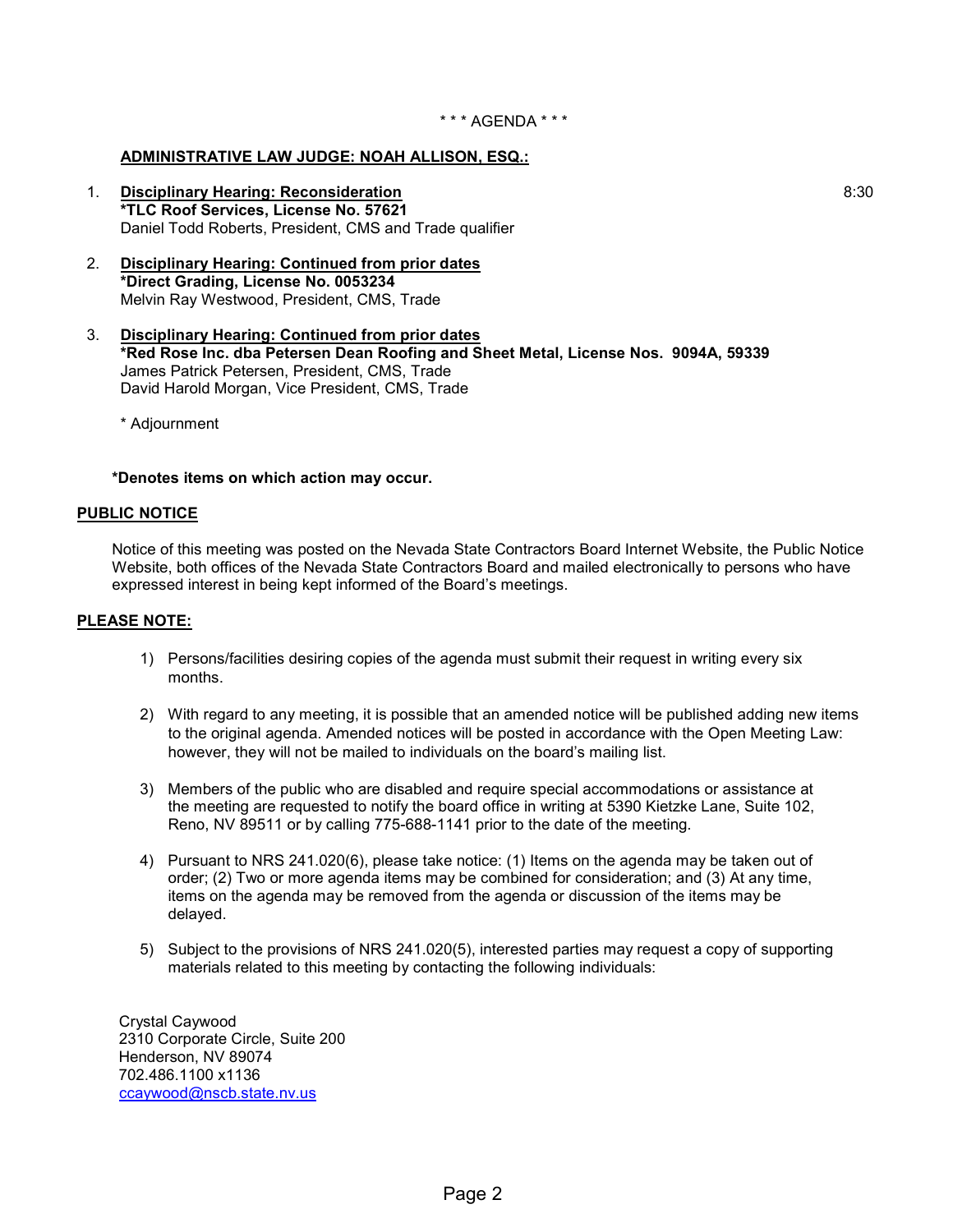\* \* \* AGENDA \* \* \*

**ADMINISTRATIVE LAW JUDGE: NOAH ALLISON, ESQ.:**

1. **Disciplinary Hearing: Reconsideration** — 8:30
   **\*TLC Roof Services, License No. 57621**
   Daniel Todd Roberts, President, CMS and Trade qualifier

2. **Disciplinary Hearing: Continued from prior dates**
   **\*Direct Grading, License No. 0053234**
   Melvin Ray Westwood, President, CMS, Trade

3. **Disciplinary Hearing: Continued from prior dates**
   **\*Red Rose Inc. dba Petersen Dean Roofing and Sheet Metal, License Nos. 9094A, 59339**
   James Patrick Petersen, President, CMS, Trade
   David Harold Morgan, Vice President, CMS, Trade

   \* Adjournment

**\*Denotes items on which action may occur.**

**PUBLIC NOTICE**

Notice of this meeting was posted on the Nevada State Contractors Board Internet Website, the Public Notice Website, both offices of the Nevada State Contractors Board and mailed electronically to persons who have expressed interest in being kept informed of the Board's meetings.

**PLEASE NOTE:**

1) Persons/facilities desiring copies of the agenda must submit their request in writing every six months.

2) With regard to any meeting, it is possible that an amended notice will be published adding new items to the original agenda. Amended notices will be posted in accordance with the Open Meeting Law: however, they will not be mailed to individuals on the board's mailing list.

3) Members of the public who are disabled and require special accommodations or assistance at the meeting are requested to notify the board office in writing at 5390 Kietzke Lane, Suite 102, Reno, NV 89511 or by calling 775-688-1141 prior to the date of the meeting.

4) Pursuant to NRS 241.020(6), please take notice: (1) Items on the agenda may be taken out of order; (2) Two or more agenda items may be combined for consideration; and (3) At any time, items on the agenda may be removed from the agenda or discussion of the items may be delayed.

5) Subject to the provisions of NRS 241.020(5), interested parties may request a copy of supporting materials related to this meeting by contacting the following individuals:

Crystal Caywood
2310 Corporate Circle, Suite 200
Henderson, NV 89074
702.486.1100 x1136
ccaywood@nscb.state.nv.us